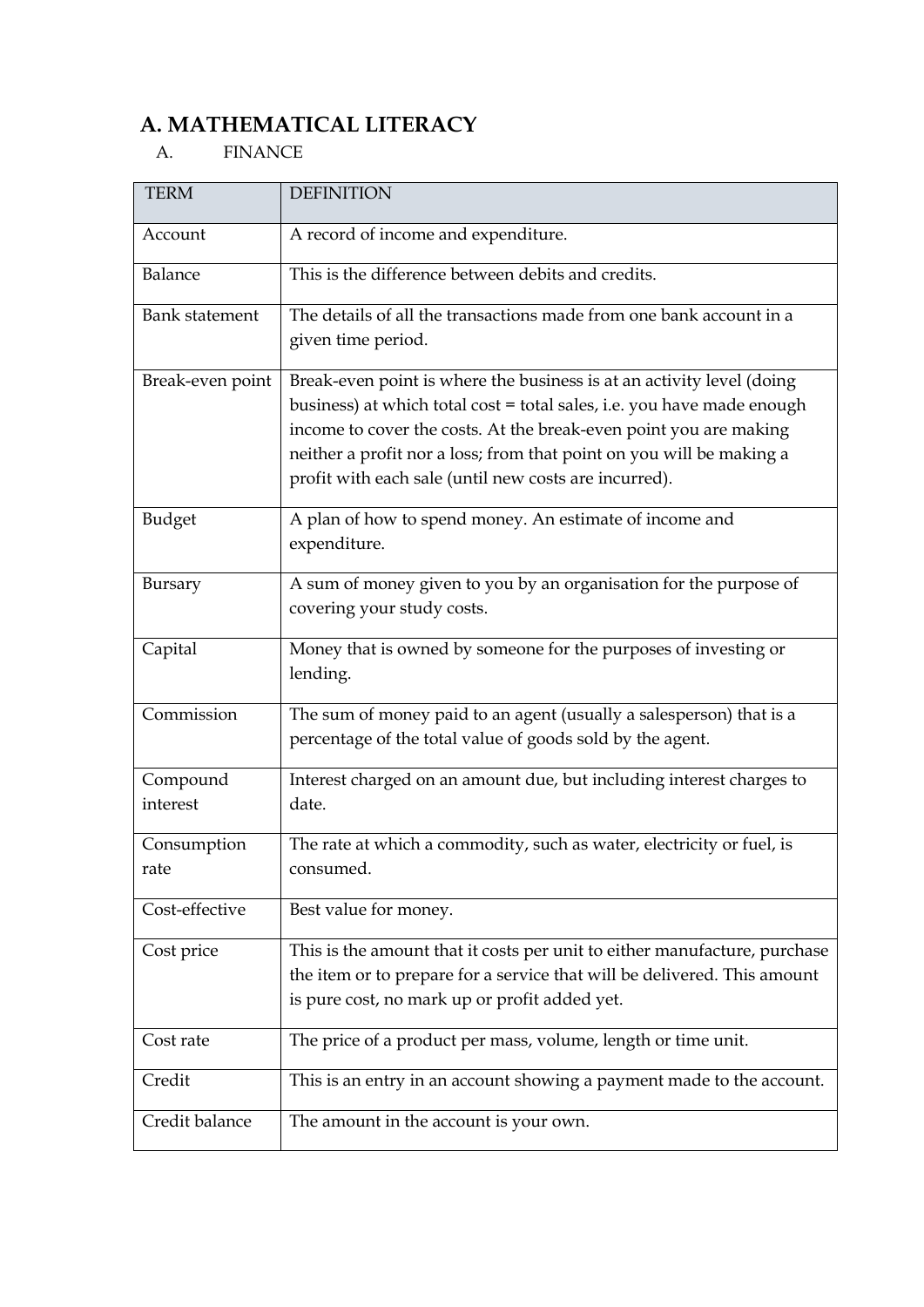# A. MATHEMATICAL LITERACY

## A. FINANCE

| TERM | DEFINITION |
|---|---|
| Account | A record of income and expenditure. |
| Balance | This is the difference between debits and credits. |
| Bank statement | The details of all the transactions made from one bank account in a given time period. |
| Break-even point | Break-even point is where the business is at an activity level (doing business) at which total cost = total sales, i.e. you have made enough income to cover the costs. At the break-even point you are making neither a profit nor a loss; from that point on you will be making a profit with each sale (until new costs are incurred). |
| Budget | A plan of how to spend money. An estimate of income and expenditure. |
| Bursary | A sum of money given to you by an organisation for the purpose of covering your study costs. |
| Capital | Money that is owned by someone for the purposes of investing or lending. |
| Commission | The sum of money paid to an agent (usually a salesperson) that is a percentage of the total value of goods sold by the agent. |
| Compound interest | Interest charged on an amount due, but including interest charges to date. |
| Consumption rate | The rate at which a commodity, such as water, electricity or fuel, is consumed. |
| Cost-effective | Best value for money. |
| Cost price | This is the amount that it costs per unit to either manufacture, purchase the item or to prepare for a service that will be delivered. This amount is pure cost, no mark up or profit added yet. |
| Cost rate | The price of a product per mass, volume, length or time unit. |
| Credit | This is an entry in an account showing a payment made to the account. |
| Credit balance | The amount in the account is your own. |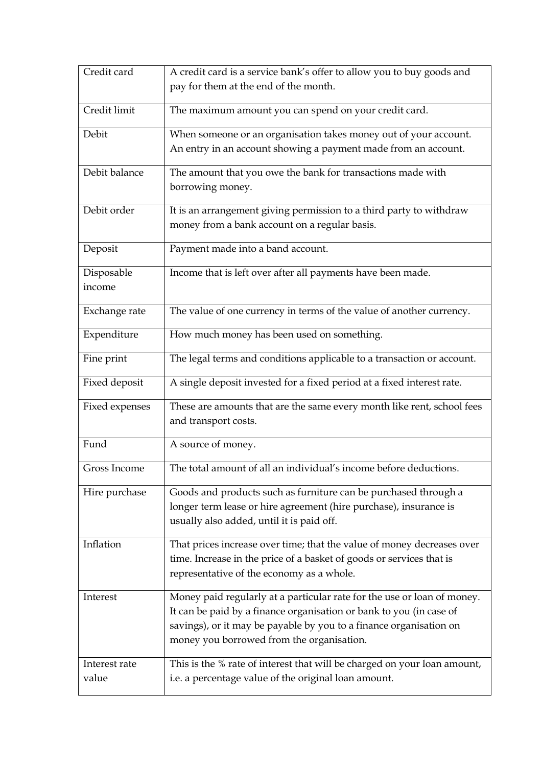| Credit card | A credit card is a service bank's offer to allow you to buy goods and pay for them at the end of the month. |
|---|---|
| Credit limit | The maximum amount you can spend on your credit card. |
| Debit | When someone or an organisation takes money out of your account. An entry in an account showing a payment made from an account. |
| Debit balance | The amount that you owe the bank for transactions made with borrowing money. |
| Debit order | It is an arrangement giving permission to a third party to withdraw money from a bank account on a regular basis. |
| Deposit | Payment made into a band account. |
| Disposable income | Income that is left over after all payments have been made. |
| Exchange rate | The value of one currency in terms of the value of another currency. |
| Expenditure | How much money has been used on something. |
| Fine print | The legal terms and conditions applicable to a transaction or account. |
| Fixed deposit | A single deposit invested for a fixed period at a fixed interest rate. |
| Fixed expenses | These are amounts that are the same every month like rent, school fees and transport costs. |
| Fund | A source of money. |
| Gross Income | The total amount of all an individual's income before deductions. |
| Hire purchase | Goods and products such as furniture can be purchased through a longer term lease or hire agreement (hire purchase), insurance is usually also added, until it is paid off. |
| Inflation | That prices increase over time; that the value of money decreases over time. Increase in the price of a basket of goods or services that is representative of the economy as a whole. |
| Interest | Money paid regularly at a particular rate for the use or loan of money. It can be paid by a finance organisation or bank to you (in case of savings), or it may be payable by you to a finance organisation on money you borrowed from the organisation. |
| Interest rate value | This is the % rate of interest that will be charged on your loan amount, i.e. a percentage value of the original loan amount. |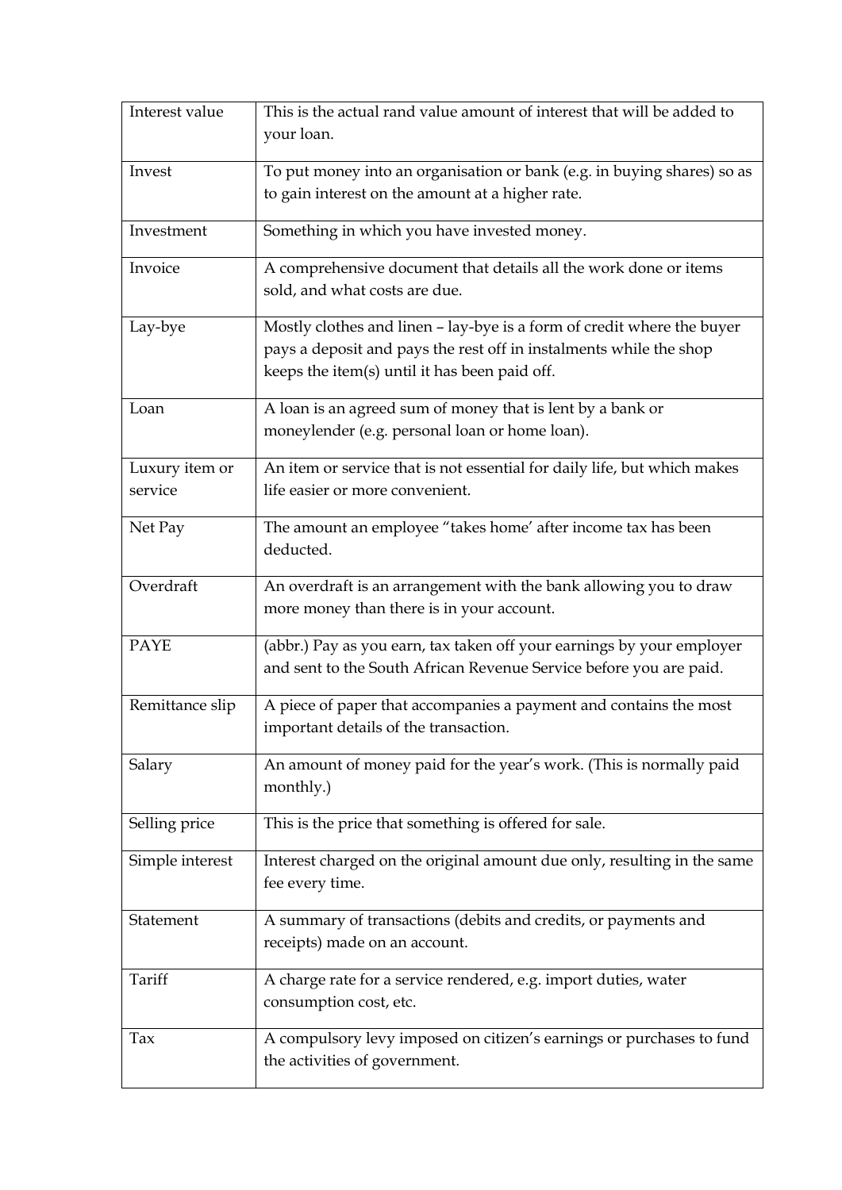| | |
|---|---|
| Interest value | This is the actual rand value amount of interest that will be added to your loan. |
| Invest | To put money into an organisation or bank (e.g. in buying shares) so as to gain interest on the amount at a higher rate. |
| Investment | Something in which you have invested money. |
| Invoice | A comprehensive document that details all the work done or items sold, and what costs are due. |
| Lay-bye | Mostly clothes and linen – lay-bye is a form of credit where the buyer pays a deposit and pays the rest off in instalments while the shop keeps the item(s) until it has been paid off. |
| Loan | A loan is an agreed sum of money that is lent by a bank or moneylender (e.g. personal loan or home loan). |
| Luxury item or service | An item or service that is not essential for daily life, but which makes life easier or more convenient. |
| Net Pay | The amount an employee "takes home' after income tax has been deducted. |
| Overdraft | An overdraft is an arrangement with the bank allowing you to draw more money than there is in your account. |
| PAYE | (abbr.) Pay as you earn, tax taken off your earnings by your employer and sent to the South African Revenue Service before you are paid. |
| Remittance slip | A piece of paper that accompanies a payment and contains the most important details of the transaction. |
| Salary | An amount of money paid for the year's work. (This is normally paid monthly.) |
| Selling price | This is the price that something is offered for sale. |
| Simple interest | Interest charged on the original amount due only, resulting in the same fee every time. |
| Statement | A summary of transactions (debits and credits, or payments and receipts) made on an account. |
| Tariff | A charge rate for a service rendered, e.g. import duties, water consumption cost, etc. |
| Tax | A compulsory levy imposed on citizen's earnings or purchases to fund the activities of government. |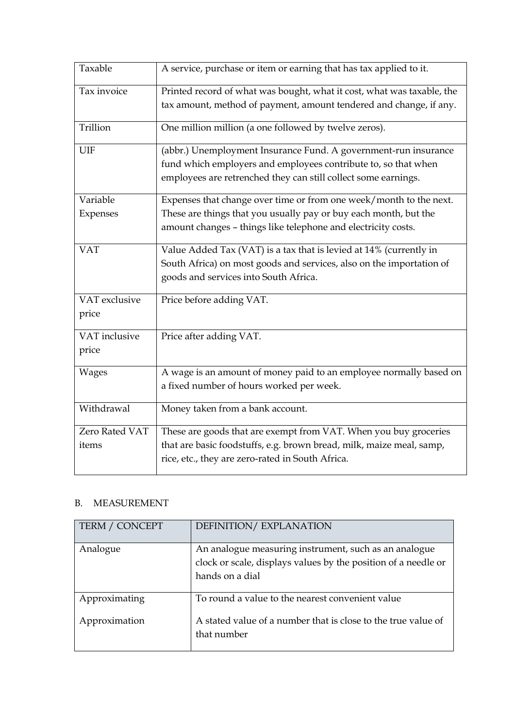| | |
|---|---|
| Taxable | A service, purchase or item or earning that has tax applied to it. |
| Tax invoice | Printed record of what was bought, what it cost, what was taxable, the tax amount, method of payment, amount tendered and change, if any. |
| Trillion | One million million (a one followed by twelve zeros). |
| UIF | (abbr.) Unemployment Insurance Fund. A government-run insurance fund which employers and employees contribute to, so that when employees are retrenched they can still collect some earnings. |
| Variable Expenses | Expenses that change over time or from one week/month to the next. These are things that you usually pay or buy each month, but the amount changes – things like telephone and electricity costs. |
| VAT | Value Added Tax (VAT) is a tax that is levied at 14% (currently in South Africa) on most goods and services, also on the importation of goods and services into South Africa. |
| VAT exclusive price | Price before adding VAT. |
| VAT inclusive price | Price after adding VAT. |
| Wages | A wage is an amount of money paid to an employee normally based on a fixed number of hours worked per week. |
| Withdrawal | Money taken from a bank account. |
| Zero Rated VAT items | These are goods that are exempt from VAT. When you buy groceries that are basic foodstuffs, e.g. brown bread, milk, maize meal, samp, rice, etc., they are zero-rated in South Africa. |

B. MEASUREMENT

| TERM / CONCEPT | DEFINITION/ EXPLANATION |
|---|---|
| Analogue | An analogue measuring instrument, such as an analogue clock or scale, displays values by the position of a needle or hands on a dial |
| Approximating | To round a value to the nearest convenient value |
| Approximation | A stated value of a number that is close to the true value of that number |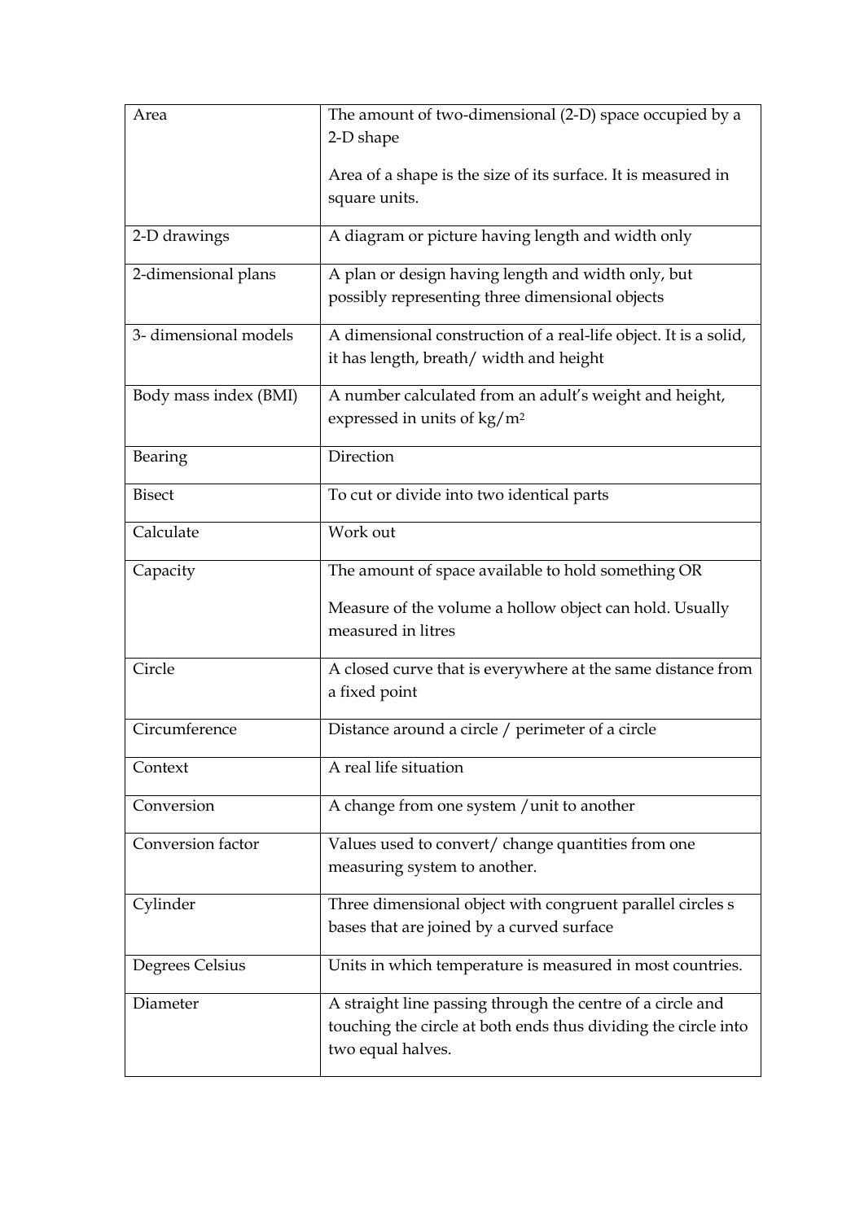| | |
|---|---|
| Area | The amount of two-dimensional (2-D) space occupied by a 2-D shape<br><br>Area of a shape is the size of its surface. It is measured in square units. |
| 2-D drawings | A diagram or picture having length and width only |
| 2-dimensional plans | A plan or design having length and width only, but possibly representing three dimensional objects |
| 3- dimensional models | A dimensional construction of a real-life object. It is a solid, it has length, breath/ width and height |
| Body mass index (BMI) | A number calculated from an adult's weight and height, expressed in units of $kg/m^2$ |
| Bearing | Direction |
| Bisect | To cut or divide into two identical parts |
| Calculate | Work out |
| Capacity | The amount of space available to hold something OR<br><br>Measure of the volume a hollow object can hold. Usually measured in litres |
| Circle | A closed curve that is everywhere at the same distance from a fixed point |
| Circumference | Distance around a circle / perimeter of a circle |
| Context | A real life situation |
| Conversion | A change from one system /unit to another |
| Conversion factor | Values used to convert/ change quantities from one measuring system to another. |
| Cylinder | Three dimensional object with congruent parallel circles s bases that are joined by a curved surface |
| Degrees Celsius | Units in which temperature is measured in most countries. |
| Diameter | A straight line passing through the centre of a circle and touching the circle at both ends thus dividing the circle into two equal halves. |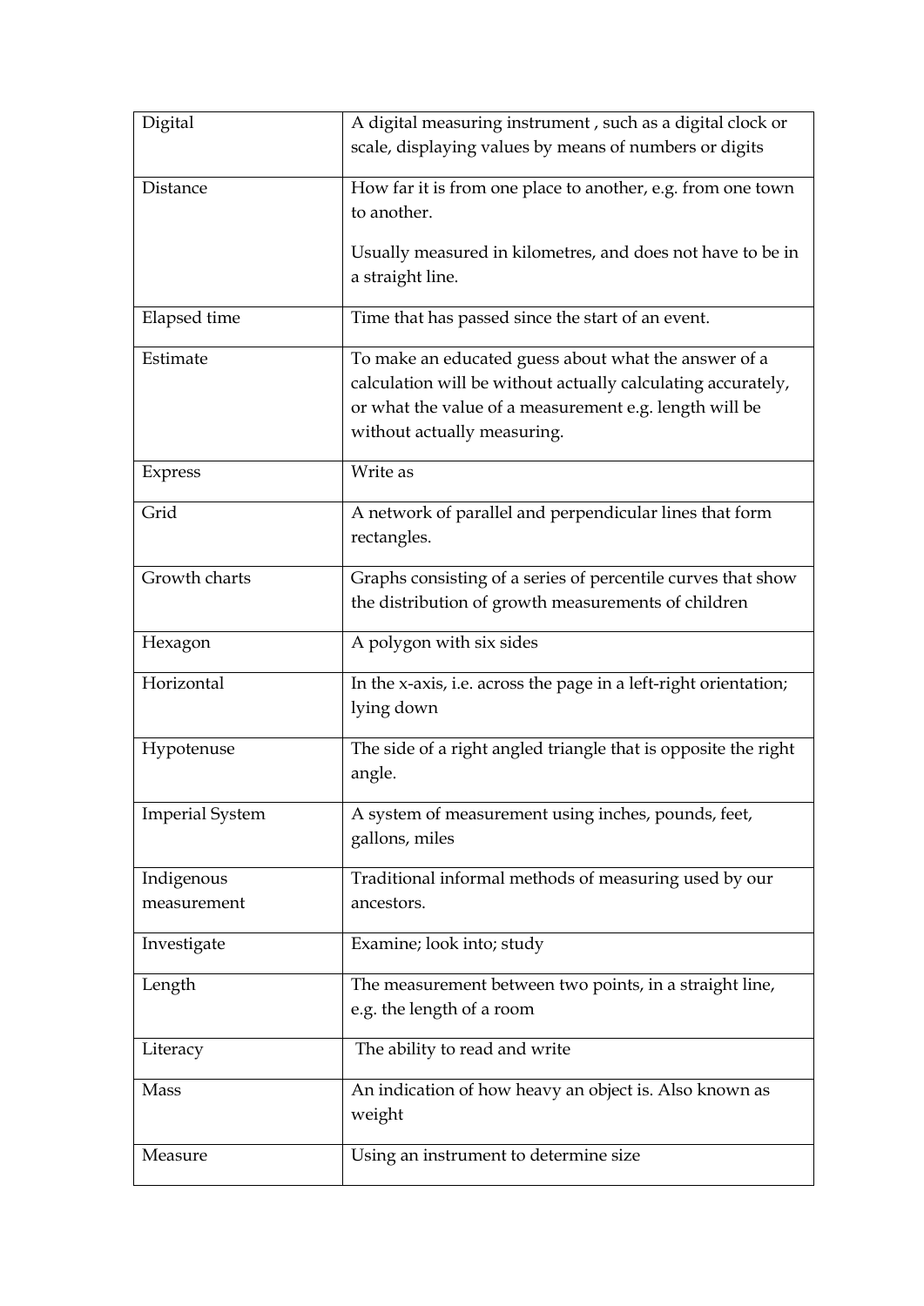| Digital | A digital measuring instrument , such as a digital clock or scale, displaying values by means of numbers or digits |
|---|---|
| Distance | How far it is from one place to another, e.g. from one town to another.<br><br>Usually measured in kilometres, and does not have to be in a straight line. |
| Elapsed time | Time that has passed since the start of an event. |
| Estimate | To make an educated guess about what the answer of a calculation will be without actually calculating accurately, or what the value of a measurement e.g. length will be without actually measuring. |
| Express | Write as |
| Grid | A network of parallel and perpendicular lines that form rectangles. |
| Growth charts | Graphs consisting of a series of percentile curves that show the distribution of growth measurements of children |
| Hexagon | A polygon with six sides |
| Horizontal | In the x-axis, i.e. across the page in a left-right orientation; lying down |
| Hypotenuse | The side of a right angled triangle that is opposite the right angle. |
| Imperial System | A system of measurement using inches, pounds, feet, gallons, miles |
| Indigenous measurement | Traditional informal methods of measuring used by our ancestors. |
| Investigate | Examine; look into; study |
| Length | The measurement between two points, in a straight line, e.g. the length of a room |
| Literacy | The ability to read and write |
| Mass | An indication of how heavy an object is. Also known as weight |
| Measure | Using an instrument to determine size |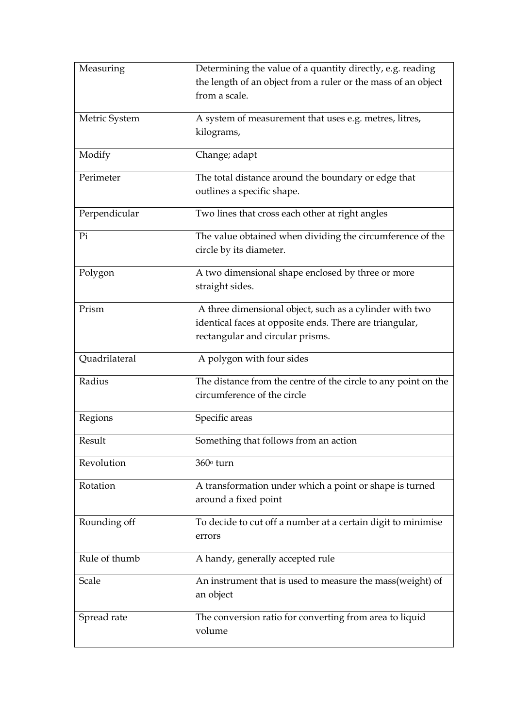| | |
|---|---|
| Measuring | Determining the value of a quantity directly, e.g. reading the length of an object from a ruler or the mass of an object from a scale. |
| Metric System | A system of measurement that uses e.g. metres, litres, kilograms, |
| Modify | Change; adapt |
| Perimeter | The total distance around the boundary or edge that outlines a specific shape. |
| Perpendicular | Two lines that cross each other at right angles |
| Pi | The value obtained when dividing the circumference of the circle by its diameter. |
| Polygon | A two dimensional shape enclosed by three or more straight sides. |
| Prism | A three dimensional object, such as a cylinder with two identical faces at opposite ends. There are triangular, rectangular and circular prisms. |
| Quadrilateral | A polygon with four sides |
| Radius | The distance from the centre of the circle to any point on the circumference of the circle |
| Regions | Specific areas |
| Result | Something that follows from an action |
| Revolution | $360^{\circ}$ turn |
| Rotation | A transformation under which a point or shape is turned around a fixed point |
| Rounding off | To decide to cut off a number at a certain digit to minimise errors |
| Rule of thumb | A handy, generally accepted rule |
| Scale | An instrument that is used to measure the mass(weight) of an object |
| Spread rate | The conversion ratio for converting from area to liquid volume |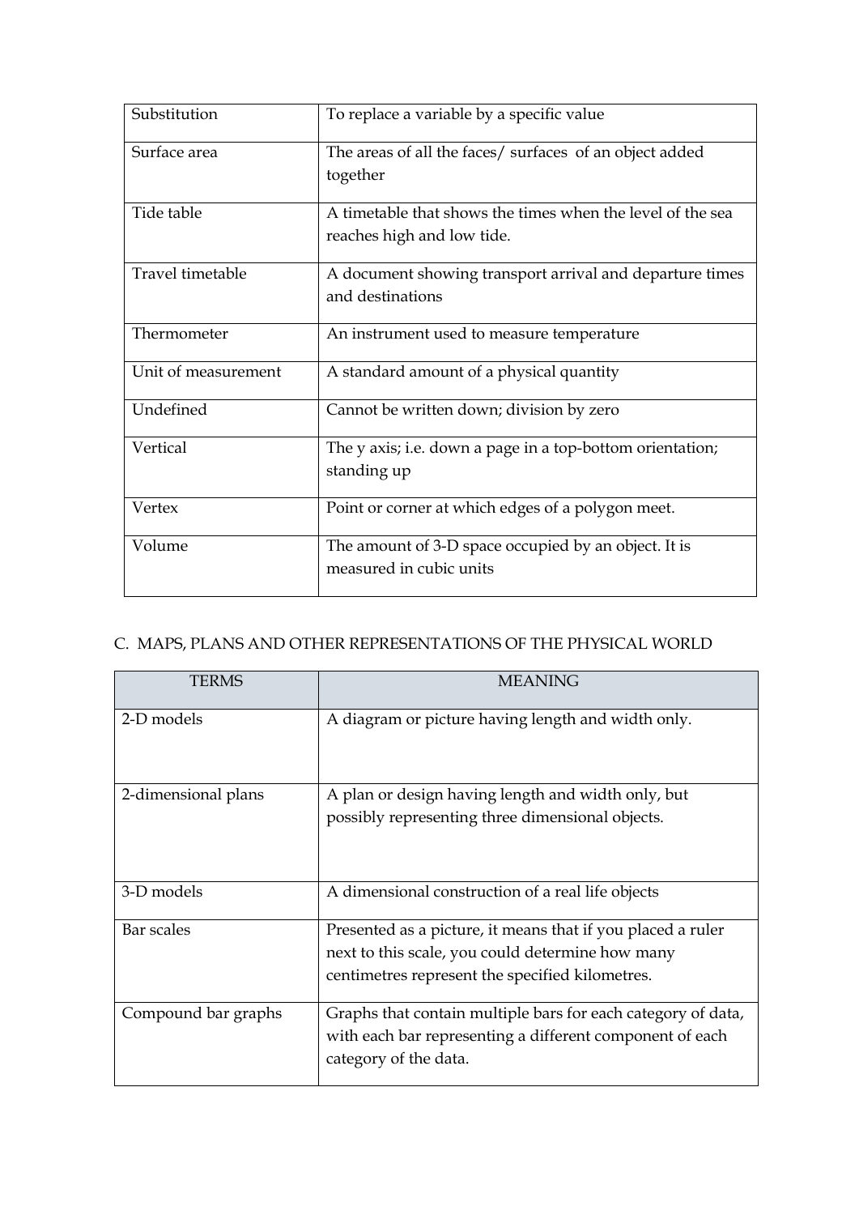| | |
|---|---|
| Substitution | To replace a variable by a specific value |
| Surface area | The areas of all the faces/ surfaces of an object added together |
| Tide table | A timetable that shows the times when the level of the sea reaches high and low tide. |
| Travel timetable | A document showing transport arrival and departure times and destinations |
| Thermometer | An instrument used to measure temperature |
| Unit of measurement | A standard amount of a physical quantity |
| Undefined | Cannot be written down; division by zero |
| Vertical | The y axis; i.e. down a page in a top-bottom orientation; standing up |
| Vertex | Point or corner at which edges of a polygon meet. |
| Volume | The amount of 3-D space occupied by an object. It is measured in cubic units |

## C. MAPS, PLANS AND OTHER REPRESENTATIONS OF THE PHYSICAL WORLD

| TERMS | MEANING |
|---|---|
| 2-D models | A diagram or picture having length and width only. |
| 2-dimensional plans | A plan or design having length and width only, but possibly representing three dimensional objects. |
| 3-D models | A dimensional construction of a real life objects |
| Bar scales | Presented as a picture, it means that if you placed a ruler next to this scale, you could determine how many centimetres represent the specified kilometres. |
| Compound bar graphs | Graphs that contain multiple bars for each category of data, with each bar representing a different component of each category of the data. |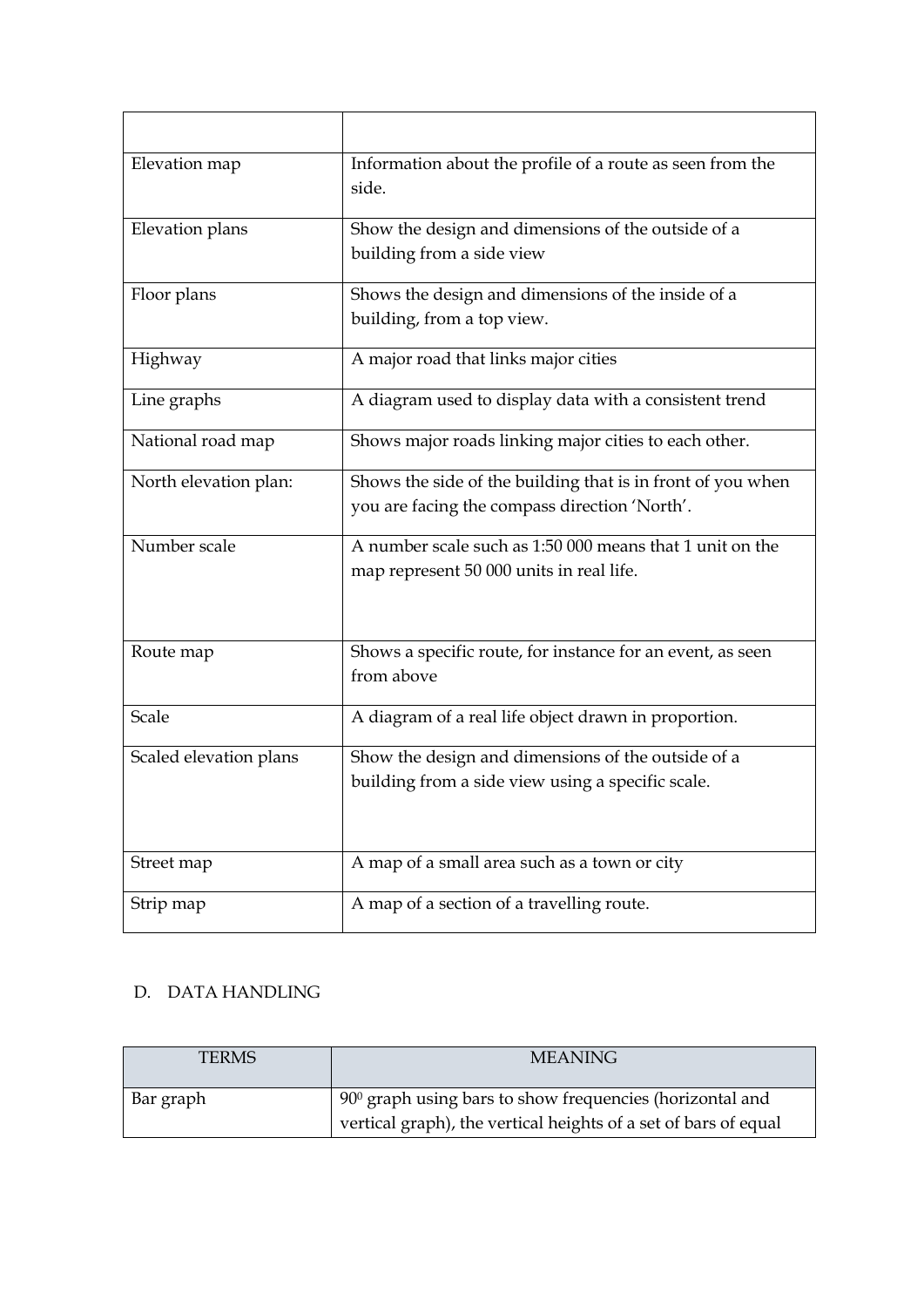| | |
|---|---|
| Elevation map | Information about the profile of a route as seen from the side. |
| Elevation plans | Show the design and dimensions of the outside of a building from a side view |
| Floor plans | Shows the design and dimensions of the inside of a building, from a top view. |
| Highway | A major road that links major cities |
| Line graphs | A diagram used to display data with a consistent trend |
| National road map | Shows major roads linking major cities to each other. |
| North elevation plan: | Shows the side of the building that is in front of you when you are facing the compass direction 'North'. |
| Number scale | A number scale such as 1:50 000 means that 1 unit on the map represent 50 000 units in real life. |
| Route map | Shows a specific route, for instance for an event, as seen from above |
| Scale | A diagram of a real life object drawn in proportion. |
| Scaled elevation plans | Show the design and dimensions of the outside of a building from a side view using a specific scale. |
| Street map | A map of a small area such as a town or city |
| Strip map | A map of a section of a travelling route. |

D. DATA HANDLING

| TERMS | MEANING |
|---|---|
| Bar graph | $90^0$ graph using bars to show frequencies (horizontal and vertical graph), the vertical heights of a set of bars of equal |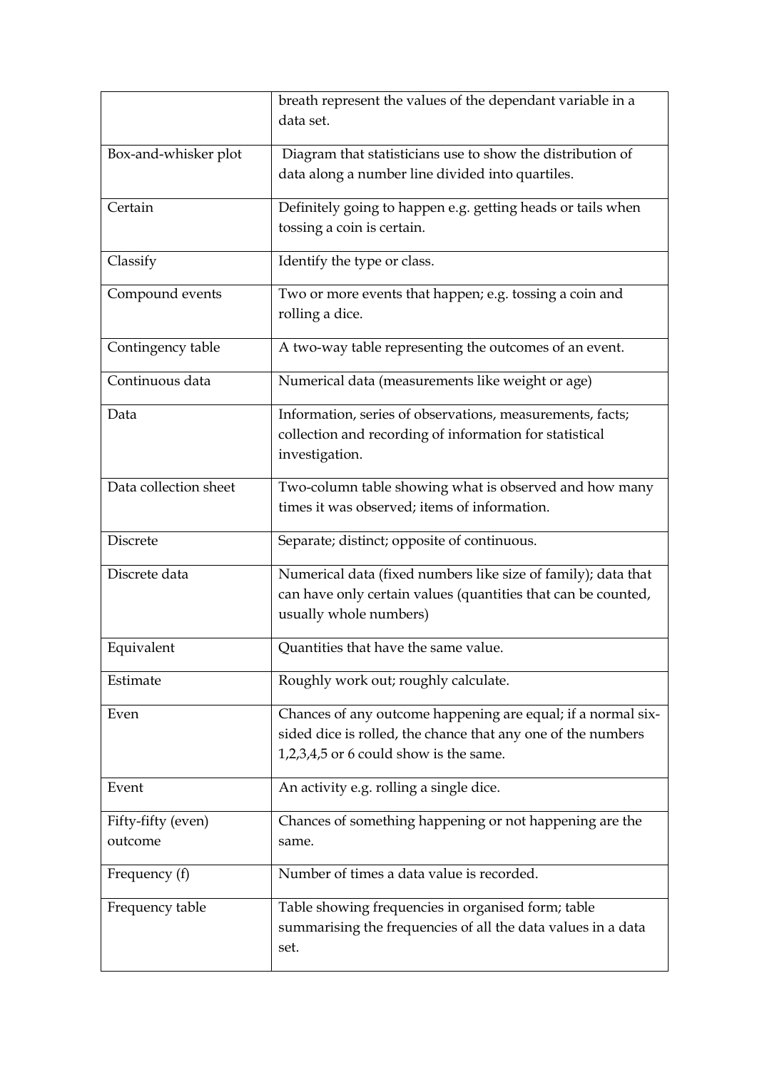| | |
|---|---|
| | breath represent the values of the dependant variable in a data set. |
| Box-and-whisker plot | Diagram that statisticians use to show the distribution of data along a number line divided into quartiles. |
| Certain | Definitely going to happen e.g. getting heads or tails when tossing a coin is certain. |
| Classify | Identify the type or class. |
| Compound events | Two or more events that happen; e.g. tossing a coin and rolling a dice. |
| Contingency table | A two-way table representing the outcomes of an event. |
| Continuous data | Numerical data (measurements like weight or age) |
| Data | Information, series of observations, measurements, facts; collection and recording of information for statistical investigation. |
| Data collection sheet | Two-column table showing what is observed and how many times it was observed; items of information. |
| Discrete | Separate; distinct; opposite of continuous. |
| Discrete data | Numerical data (fixed numbers like size of family); data that can have only certain values (quantities that can be counted, usually whole numbers) |
| Equivalent | Quantities that have the same value. |
| Estimate | Roughly work out; roughly calculate. |
| Even | Chances of any outcome happening are equal; if a normal six-sided dice is rolled, the chance that any one of the numbers 1,2,3,4,5 or 6 could show is the same. |
| Event | An activity e.g. rolling a single dice. |
| Fifty-fifty (even) outcome | Chances of something happening or not happening are the same. |
| Frequency (f) | Number of times a data value is recorded. |
| Frequency table | Table showing frequencies in organised form; table summarising the frequencies of all the data values in a data set. |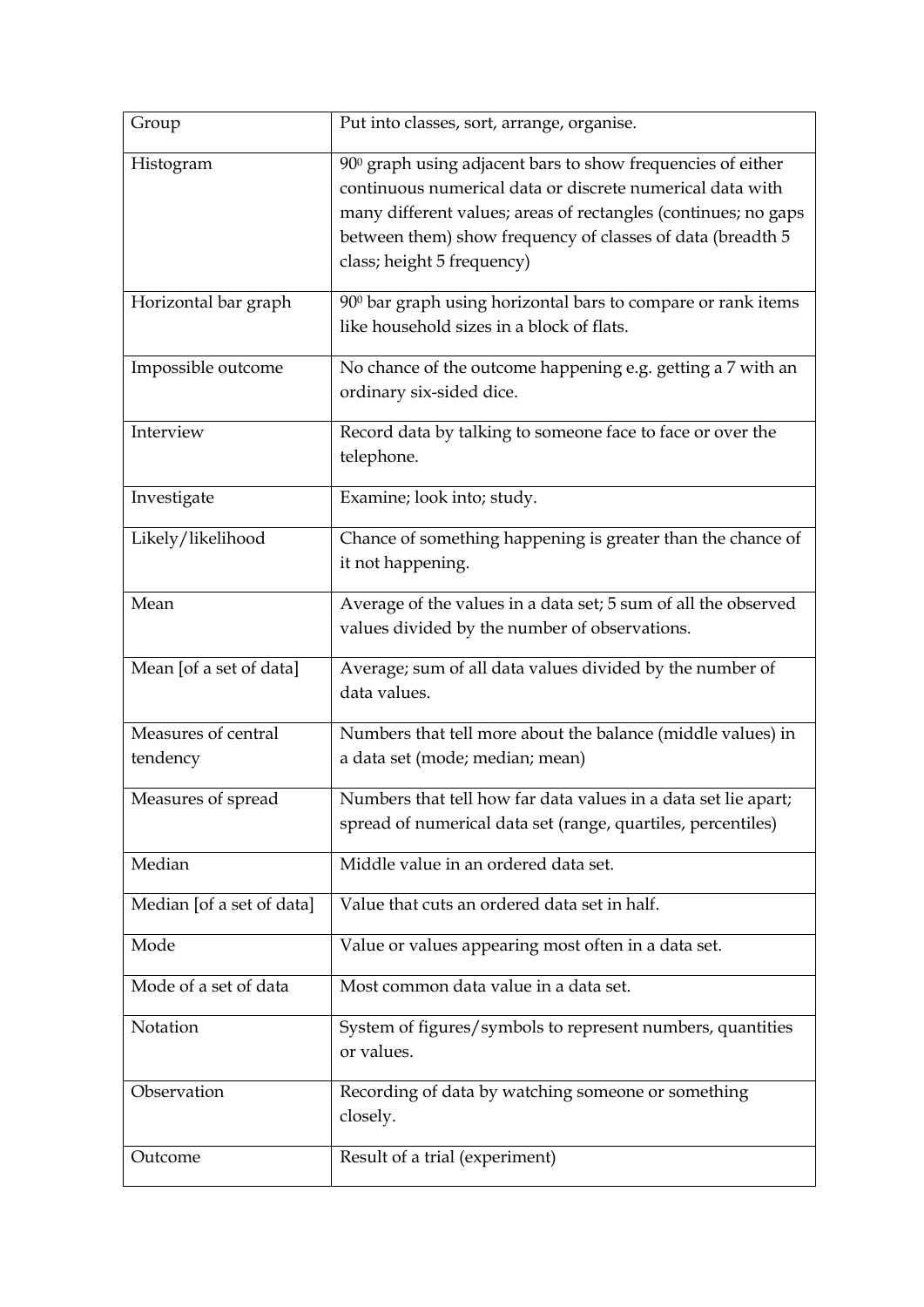| | |
|---|---|
| Group | Put into classes, sort, arrange, organise. |
| Histogram | $90^0$ graph using adjacent bars to show frequencies of either continuous numerical data or discrete numerical data with many different values; areas of rectangles (continues; no gaps between them) show frequency of classes of data (breadth 5 class; height 5 frequency) |
| Horizontal bar graph | $90^0$ bar graph using horizontal bars to compare or rank items like household sizes in a block of flats. |
| Impossible outcome | No chance of the outcome happening e.g. getting a 7 with an ordinary six-sided dice. |
| Interview | Record data by talking to someone face to face or over the telephone. |
| Investigate | Examine; look into; study. |
| Likely/likelihood | Chance of something happening is greater than the chance of it not happening. |
| Mean | Average of the values in a data set; 5 sum of all the observed values divided by the number of observations. |
| Mean [of a set of data] | Average; sum of all data values divided by the number of data values. |
| Measures of central tendency | Numbers that tell more about the balance (middle values) in a data set (mode; median; mean) |
| Measures of spread | Numbers that tell how far data values in a data set lie apart; spread of numerical data set (range, quartiles, percentiles) |
| Median | Middle value in an ordered data set. |
| Median [of a set of data] | Value that cuts an ordered data set in half. |
| Mode | Value or values appearing most often in a data set. |
| Mode of a set of data | Most common data value in a data set. |
| Notation | System of figures/symbols to represent numbers, quantities or values. |
| Observation | Recording of data by watching someone or something closely. |
| Outcome | Result of a trial (experiment) |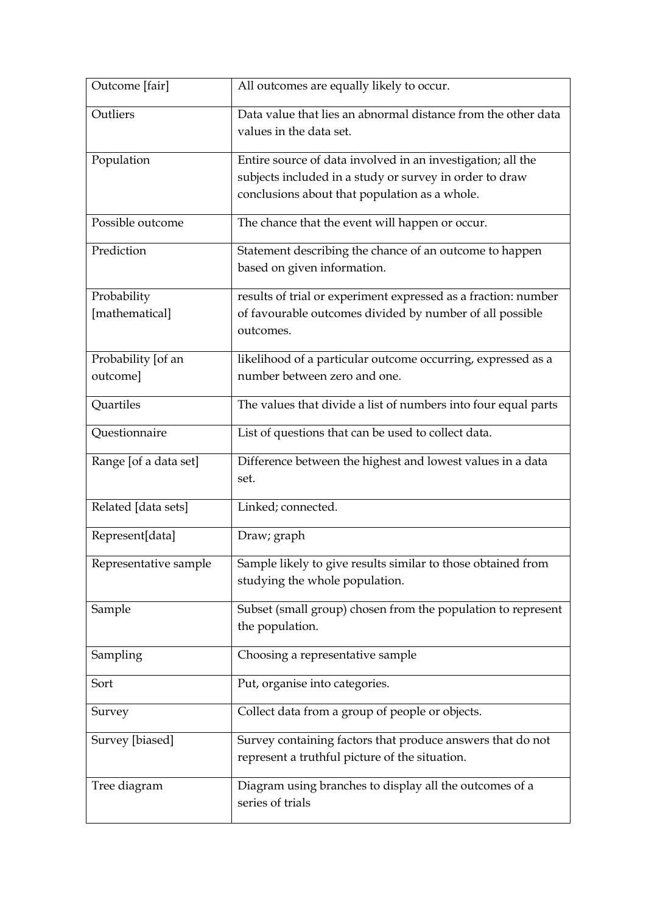| | |
|---|---|
| Outcome [fair] | All outcomes are equally likely to occur. |
| Outliers | Data value that lies an abnormal distance from the other data values in the data set. |
| Population | Entire source of data involved in an investigation; all the subjects included in a study or survey in order to draw conclusions about that population as a whole. |
| Possible outcome | The chance that the event will happen or occur. |
| Prediction | Statement describing the chance of an outcome to happen based on given information. |
| Probability [mathematical] | results of trial or experiment expressed as a fraction: number of favourable outcomes divided by number of all possible outcomes. |
| Probability [of an outcome] | likelihood of a particular outcome occurring, expressed as a number between zero and one. |
| Quartiles | The values that divide a list of numbers into four equal parts |
| Questionnaire | List of questions that can be used to collect data. |
| Range [of a data set] | Difference between the highest and lowest values in a data set. |
| Related [data sets] | Linked; connected. |
| Represent[data] | Draw; graph |
| Representative sample | Sample likely to give results similar to those obtained from studying the whole population. |
| Sample | Subset (small group) chosen from the population to represent the population. |
| Sampling | Choosing a representative sample |
| Sort | Put, organise into categories. |
| Survey | Collect data from a group of people or objects. |
| Survey [biased] | Survey containing factors that produce answers that do not represent a truthful picture of the situation. |
| Tree diagram | Diagram using branches to display all the outcomes of a series of trials |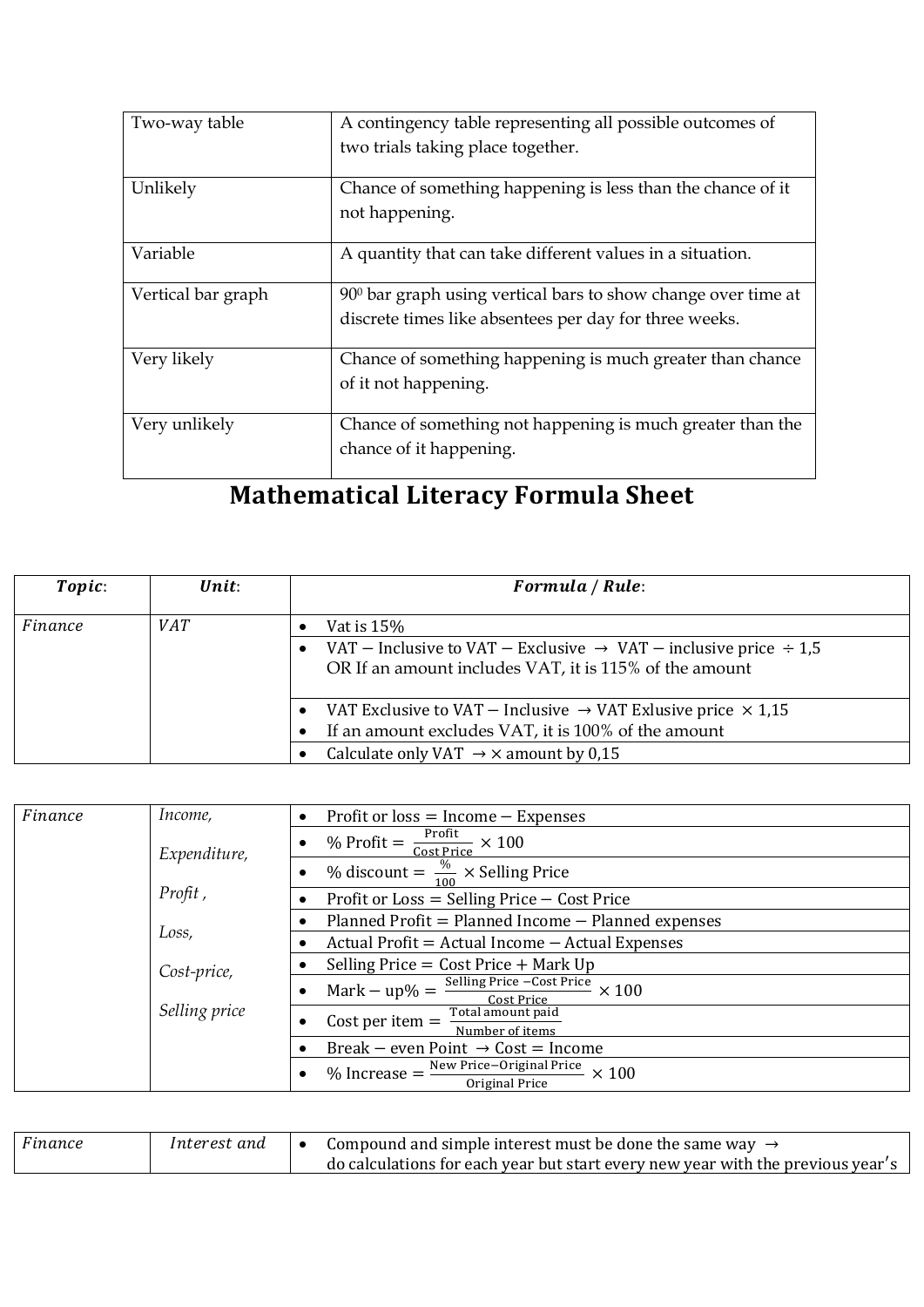| | |
|---|---|
| Two-way table | A contingency table representing all possible outcomes of two trials taking place together. |
| Unlikely | Chance of something happening is less than the chance of it not happening. |
| Variable | A quantity that can take different values in a situation. |
| Vertical bar graph | $90^0$ bar graph using vertical bars to show change over time at discrete times like absentees per day for three weeks. |
| Very likely | Chance of something happening is much greater than chance of it not happening. |
| Very unlikely | Chance of something not happening is much greater than the chance of it happening. |

# Mathematical Literacy Formula Sheet

| ***Topic*:** | ***Unit*:** | ***Formula / Rule*:** |
|---|---|---|
| *Finance* | *VAT* | • Vat is 15% |
| | | • VAT − Inclusive to VAT − Exclusive → VAT − inclusive price ÷ 1,5<br>OR If an amount includes VAT, it is 115% of the amount |
| | | • VAT Exclusive to VAT − Inclusive → VAT Exlusive price × 1,15<br>• If an amount excludes VAT, it is 100% of the amount |
| | | • Calculate only VAT → × amount by 0,15 |

| | | |
|---|---|---|
| *Finance* | *Income,*<br>*Expenditure,*<br>*Profit ,*<br>*Loss,*<br>*Cost-price,*<br>*Selling price* | • Profit or loss = Income − Expenses |
| | | • $\% \text{ Profit} = \frac{\text{Profit}}{\text{Cost Price}} \times 100$ |
| | | • $\% \text{ discount} = \frac{\%}{100} \times \text{Selling Price}$ |
| | | • Profit or Loss = Selling Price − Cost Price |
| | | • Planned Profit = Planned Income − Planned expenses |
| | | • Actual Profit = Actual Income − Actual Expenses |
| | | • Selling Price = Cost Price + Mark Up |
| | | • $\text{Mark} - \text{up}\% = \frac{\text{Selling Price} - \text{Cost Price}}{\text{Cost Price}} \times 100$ |
| | | • $\text{Cost per item} = \frac{\text{Total amount paid}}{\text{Number of items}}$ |
| | | • Break − even Point → Cost = Income |
| | | • $\% \text{ Increase} = \frac{\text{New Price} - \text{Original Price}}{\text{Original Price}} \times 100$ |

| | | |
|---|---|---|
| *Finance* | *Interest and* | • Compound and simple interest must be done the same way →<br>do calculations for each year but start every new year with the previous year's |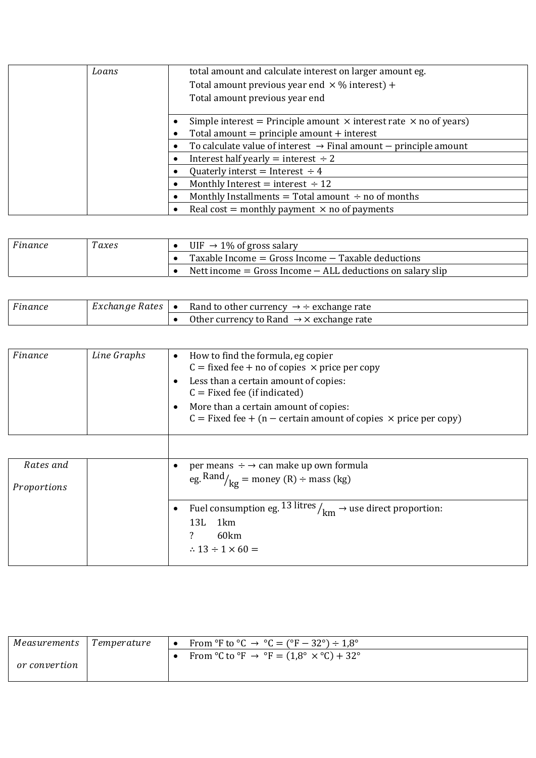| | *Loans* | total amount and calculate interest on larger amount eg. Total amount previous year end $\times$ % interest) + Total amount previous year end |
|---|---|---|
| | | • Simple interest = Principle amount $\times$ interest rate $\times$ no of years) <br> • Total amount = principle amount + interest |
| | | • To calculate value of interest $\rightarrow$ Final amount − principle amount |
| | | • Interest half yearly = interest $\div$ 2 |
| | | • Quaterly interst = Interest $\div$ 4 |
| | | • Monthly Interest = interest $\div$ 12 |
| | | • Monthly Installments = Total amount $\div$ no of months |
| | | • Real cost = monthly payment $\times$ no of payments |

| *Finance* | *Taxes* | • UIF $\rightarrow$ 1% of gross salary |
|---|---|---|
| | | • Taxable Income = Gross Income − Taxable deductions |
| | | • Nett income = Gross Income − ALL deductions on salary slip |

| *Finance* | *Exchange Rates* | • Rand to other currency $\rightarrow \div$ exchange rate |
|---|---|---|
| | | • Other currency to Rand $\rightarrow \times$ exchange rate |

| *Finance* | *Line Graphs* | • How to find the formula, eg copier <br> C = fixed fee + no of copies $\times$ price per copy <br> • Less than a certain amount of copies: <br> C = Fixed fee (if indicated) <br> • More than a certain amount of copies: <br> C = Fixed fee + (n − certain amount of copies $\times$ price per copy) |
|---|---|---|
| | | |
| *Rates and Proportions* | | • per means $\div \rightarrow$ can make up own formula <br> eg. $^{\text{Rand}}/_{\text{kg}}$ = money (R) $\div$ mass (kg) |
| | | • Fuel consumption eg. $^{13 \text{ litres}}/_{\text{km}}$ $\rightarrow$ use direct proportion: <br> 13L 1km <br> ? 60km <br> $\therefore 13 \div 1 \times 60 =$ |

| *Measurements or convertion* | *Temperature* | • From °F to °C $\rightarrow$ °C = (°F − 32°) $\div$ 1,8° |
|---|---|---|
| | | • From °C to °F $\rightarrow$ °F = (1,8° $\times$ °C) + 32° |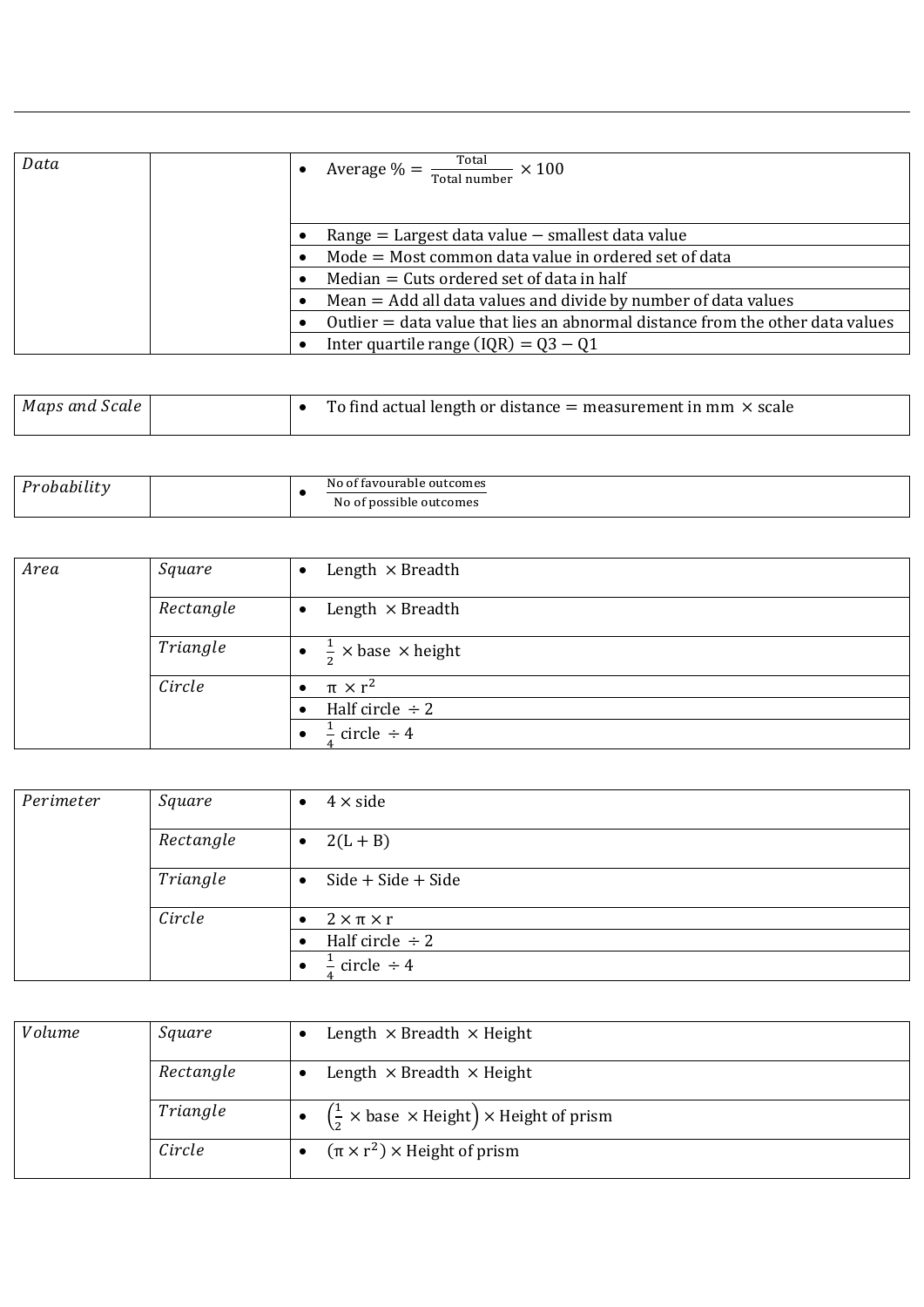| *Data* | | • Average % $= \frac{\text{Total}}{\text{Total number}} \times 100$ |
|---|---|---|
| | | • Range = Largest data value − smallest data value |
| | | • Mode = Most common data value in ordered set of data |
| | | • Median = Cuts ordered set of data in half |
| | | • Mean = Add all data values and divide by number of data values |
| | | • Outlier = data value that lies an abnormal distance from the other data values |
| | | • Inter quartile range (IQR) = Q3 − Q1 |

| *Maps and Scale* | | • To find actual length or distance = measurement in mm $\times$ scale |
|---|---|---|

| *Probability* | | • $\frac{\text{No of favourable outcomes}}{\text{No of possible outcomes}}$ |
|---|---|---|

| *Area* | *Square* | • Length $\times$ Breadth |
|---|---|---|
| | *Rectangle* | • Length $\times$ Breadth |
| | *Triangle* | • $\frac{1}{2} \times$ base $\times$ height |
| | *Circle* | • $\pi \times r^2$ |
| | | • Half circle $\div 2$ |
| | | • $\frac{1}{4}$ circle $\div 4$ |

| *Perimeter* | *Square* | • $4 \times$ side |
|---|---|---|
| | *Rectangle* | • $2(L + B)$ |
| | *Triangle* | • Side + Side + Side |
| | *Circle* | • $2 \times \pi \times r$ |
| | | • Half circle $\div 2$ |
| | | • $\frac{1}{4}$ circle $\div 4$ |

| *Volume* | *Square* | • Length $\times$ Breadth $\times$ Height |
|---|---|---|
| | *Rectangle* | • Length $\times$ Breadth $\times$ Height |
| | *Triangle* | • $\left(\frac{1}{2} \times \text{base} \times \text{Height}\right) \times$ Height of prism |
| | *Circle* | • $(\pi \times r^2) \times$ Height of prism |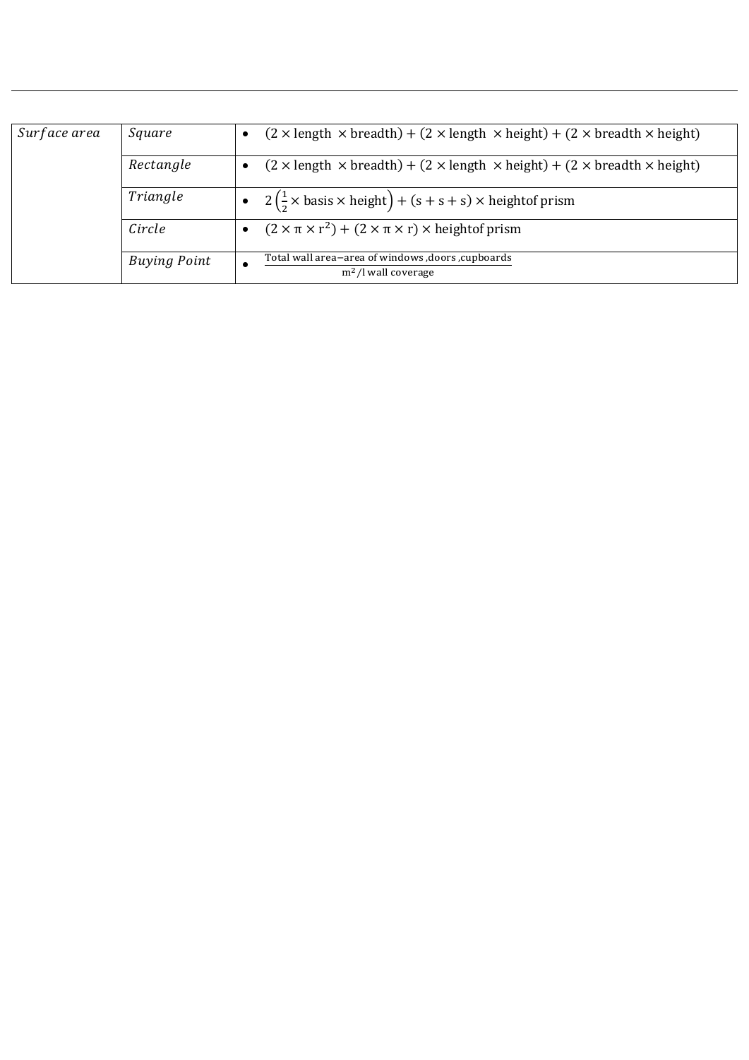| | | |
|---|---|---|
| *Surface area* | *Square* | • $(2 \times \text{length } \times \text{breadth}) + (2 \times \text{length } \times \text{height}) + (2 \times \text{breadth} \times \text{height})$ |
| | *Rectangle* | • $(2 \times \text{length } \times \text{breadth}) + (2 \times \text{length } \times \text{height}) + (2 \times \text{breadth} \times \text{height})$ |
| | *Triangle* | • $2\left(\frac{1}{2} \times \text{basis} \times \text{height}\right) + (\text{s} + \text{s} + \text{s}) \times \text{heightof prism}$ |
| | *Circle* | • $(2 \times \pi \times \text{r}^2) + (2 \times \pi \times \text{r}) \times \text{heightof prism}$ |
| | *Buying Point* | • $\frac{\text{Total wall area} - \text{area of windows ,doors ,cupboards}}{\text{m}^2/\text{l wall coverage}}$ |